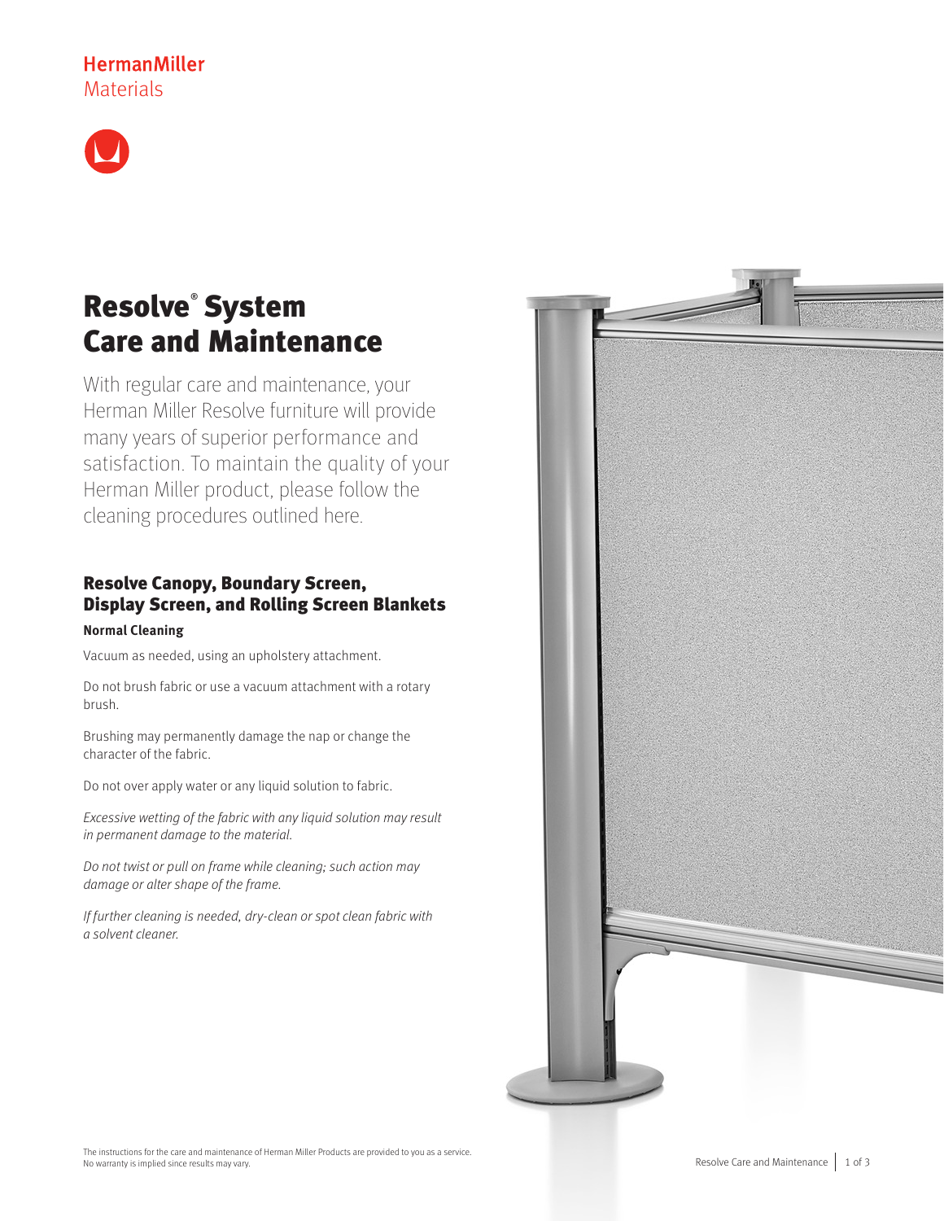HermanMiller
Materials

# Resolve® System Care and Maintenance

With regular care and maintenance, your Herman Miller Resolve furniture will provide many years of superior performance and satisfaction. To maintain the quality of your Herman Miller product, please follow the cleaning procedures outlined here.

## Resolve Canopy, Boundary Screen, Display Screen, and Rolling Screen Blankets

**Normal Cleaning**

Vacuum as needed, using an upholstery attachment.

Do not brush fabric or use a vacuum attachment with a rotary brush.

Brushing may permanently damage the nap or change the character of the fabric.

Do not over apply water or any liquid solution to fabric.

*Excessive wetting of the fabric with any liquid solution may result in permanent damage to the material.*

*Do not twist or pull on frame while cleaning; such action may damage or alter shape of the frame.*

*If further cleaning is needed, dry-clean or spot clean fabric with a solvent cleaner.*

The instructions for the care and maintenance of Herman Miller Products are provided to you as a service. No warranty is implied since results may vary.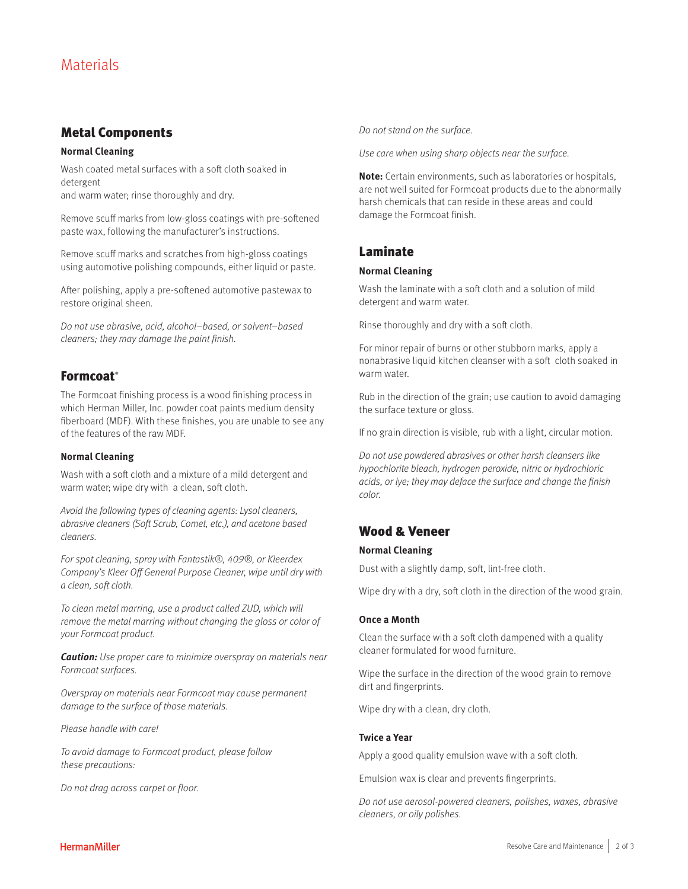# Materials

## Metal Components

### Normal Cleaning

Wash coated metal surfaces with a soft cloth soaked in detergent
and warm water; rinse thoroughly and dry.

Remove scuff marks from low-gloss coatings with pre-softened paste wax, following the manufacturer's instructions.

Remove scuff marks and scratches from high-gloss coatings using automotive polishing compounds, either liquid or paste.

After polishing, apply a pre-softened automotive pastewax to restore original sheen.

*Do not use abrasive, acid, alcohol–based, or solvent–based cleaners; they may damage the paint finish.*

## Formcoat®

The Formcoat finishing process is a wood finishing process in which Herman Miller, Inc. powder coat paints medium density fiberboard (MDF). With these finishes, you are unable to see any of the features of the raw MDF.

### Normal Cleaning

Wash with a soft cloth and a mixture of a mild detergent and warm water; wipe dry with a clean, soft cloth.

*Avoid the following types of cleaning agents: Lysol cleaners, abrasive cleaners (Soft Scrub, Comet, etc.), and acetone based cleaners.*

*For spot cleaning, spray with Fantastik®, 409®, or Kleerdex Company's Kleer Off General Purpose Cleaner, wipe until dry with a clean, soft cloth.*

*To clean metal marring, use a product called ZUD, which will remove the metal marring without changing the gloss or color of your Formcoat product.*

***Caution:** Use proper care to minimize overspray on materials near Formcoat surfaces.*

*Overspray on materials near Formcoat may cause permanent damage to the surface of those materials.*

*Please handle with care!*

*To avoid damage to Formcoat product, please follow these precautions:*

*Do not drag across carpet or floor.*

*Do not stand on the surface.*

*Use care when using sharp objects near the surface.*

**Note:** Certain environments, such as laboratories or hospitals, are not well suited for Formcoat products due to the abnormally harsh chemicals that can reside in these areas and could damage the Formcoat finish.

## Laminate

### Normal Cleaning

Wash the laminate with a soft cloth and a solution of mild detergent and warm water.

Rinse thoroughly and dry with a soft cloth.

For minor repair of burns or other stubborn marks, apply a nonabrasive liquid kitchen cleanser with a soft cloth soaked in warm water.

Rub in the direction of the grain; use caution to avoid damaging the surface texture or gloss.

If no grain direction is visible, rub with a light, circular motion.

*Do not use powdered abrasives or other harsh cleansers like hypochlorite bleach, hydrogen peroxide, nitric or hydrochloric acids, or lye; they may deface the surface and change the finish color.*

## Wood & Veneer

### Normal Cleaning

Dust with a slightly damp, soft, lint-free cloth.

Wipe dry with a dry, soft cloth in the direction of the wood grain.

### Once a Month

Clean the surface with a soft cloth dampened with a quality cleaner formulated for wood furniture.

Wipe the surface in the direction of the wood grain to remove dirt and fingerprints.

Wipe dry with a clean, dry cloth.

### Twice a Year

Apply a good quality emulsion wave with a soft cloth.

Emulsion wax is clear and prevents fingerprints.

*Do not use aerosol-powered cleaners, polishes, waxes, abrasive cleaners, or oily polishes.*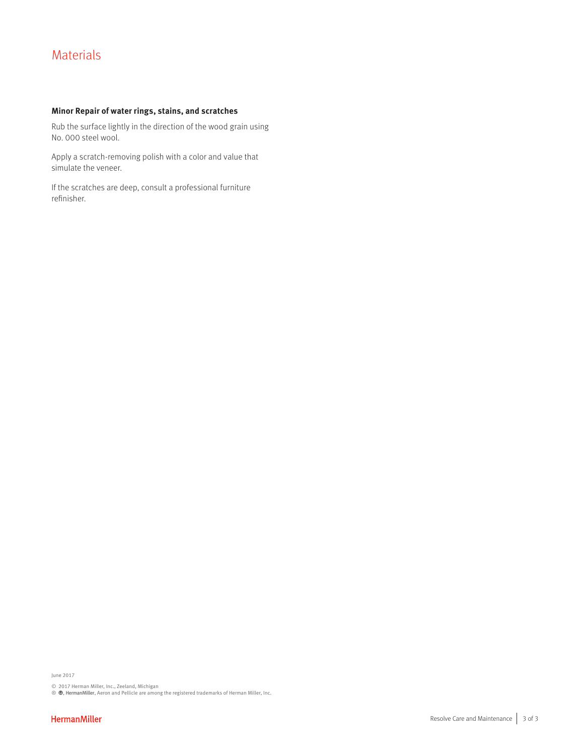# Materials

**Minor Repair of water rings, stains, and scratches**

Rub the surface lightly in the direction of the wood grain using No. 000 steel wool.

Apply a scratch-removing polish with a color and value that simulate the veneer.

If the scratches are deep, consult a professional furniture refinisher.

June 2017

© 2017 Herman Miller, Inc., Zeeland, Michigan
® ⓜ, HermanMiller, Aeron and Pellicle are among the registered trademarks of Herman Miller, Inc.